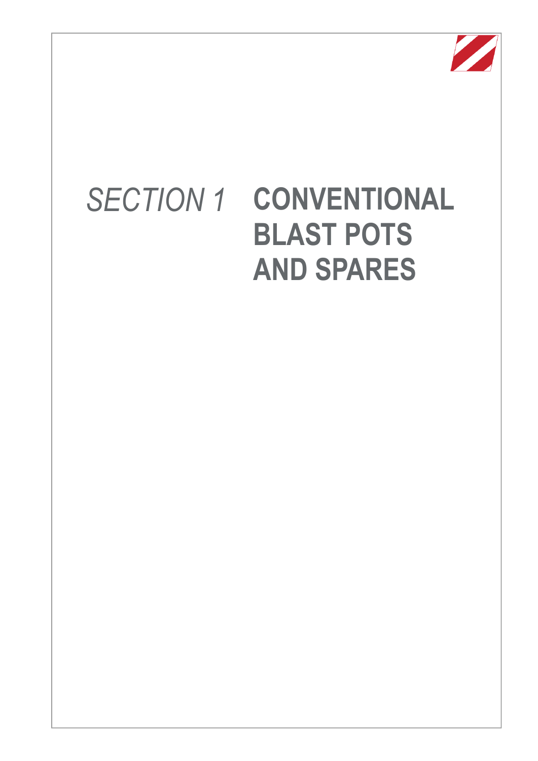# *SECTION 1* CONVENTIONAL BLAST POTS AND SPARES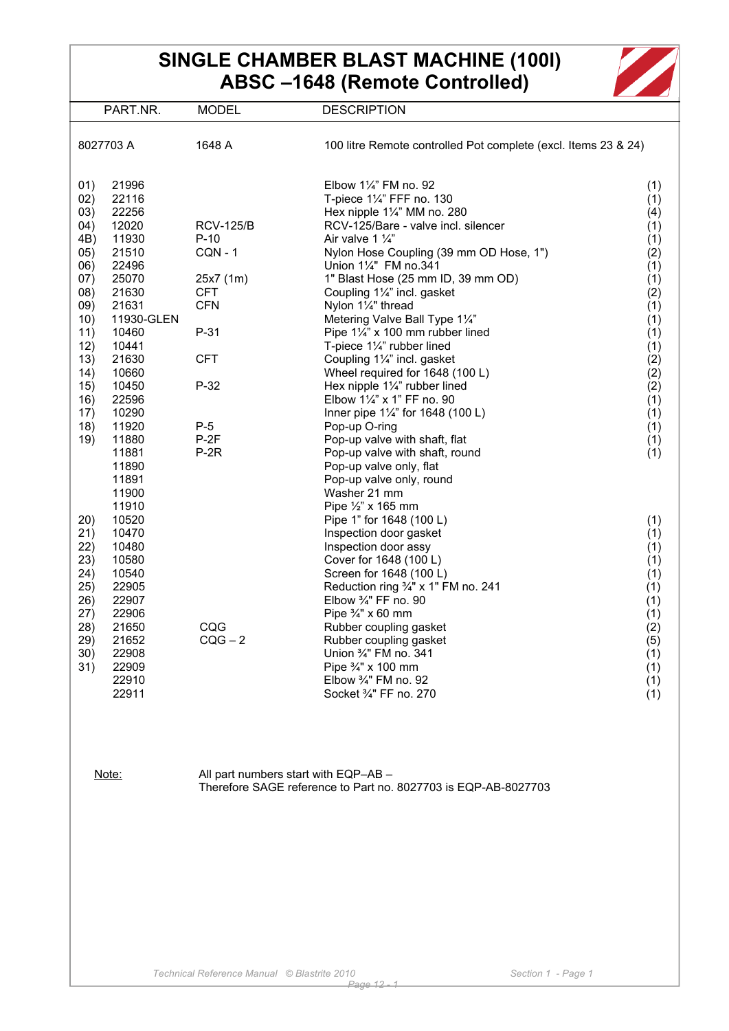# SINGLE CHAMBER BLAST MACHINE (100l) ABSC –1648 (Remote Controlled)

| | PART.NR. | MODEL | DESCRIPTION | |
|---|---|---|---|---|
| | 8027703 A | 1648 A | 100 litre Remote controlled Pot complete (excl. Items 23 & 24) | |
| 01) | 21996 | | Elbow 1¼" FM no. 92 | (1) |
| 02) | 22116 | | T-piece 1¼" FFF no. 130 | (1) |
| 03) | 22256 | | Hex nipple 1¼" MM no. 280 | (4) |
| 04) | 12020 | RCV-125/B | RCV-125/Bare - valve incl. silencer | (1) |
| 4B) | 11930 | P-10 | Air valve 1 ¼" | (1) |
| 05) | 21510 | CQN - 1 | Nylon Hose Coupling (39 mm OD Hose, 1") | (2) |
| 06) | 22496 | | Union 1¼" FM no.341 | (1) |
| 07) | 25070 | 25x7 (1m) | 1" Blast Hose (25 mm ID, 39 mm OD) | (1) |
| 08) | 21630 | CFT | Coupling 1¼" incl. gasket | (2) |
| 09) | 21631 | CFN | Nylon 1¼" thread | (1) |
| 10) | 11930-GLEN | | Metering Valve Ball Type 1¼" | (1) |
| 11) | 10460 | P-31 | Pipe 1¼" x 100 mm rubber lined | (1) |
| 12) | 10441 | | T-piece 1¼" rubber lined | (1) |
| 13) | 21630 | CFT | Coupling 1¼" incl. gasket | (2) |
| 14) | 10660 | | Wheel required for 1648 (100 L) | (2) |
| 15) | 10450 | P-32 | Hex nipple 1¼" rubber lined | (2) |
| 16) | 22596 | | Elbow 1¼" x 1" FF no. 90 | (1) |
| 17) | 10290 | | Inner pipe 1¼" for 1648 (100 L) | (1) |
| 18) | 11920 | P-5 | Pop-up O-ring | (1) |
| 19) | 11880 | P-2F | Pop-up valve with shaft, flat | (1) |
| | 11881 | P-2R | Pop-up valve with shaft, round | (1) |
| | 11890 | | Pop-up valve only, flat | |
| | 11891 | | Pop-up valve only, round | |
| | 11900 | | Washer 21 mm | |
| | 11910 | | Pipe ½" x 165 mm | |
| 20) | 10520 | | Pipe 1" for 1648 (100 L) | (1) |
| 21) | 10470 | | Inspection door gasket | (1) |
| 22) | 10480 | | Inspection door assy | (1) |
| 23) | 10580 | | Cover for 1648 (100 L) | (1) |
| 24) | 10540 | | Screen for 1648 (100 L) | (1) |
| 25) | 22905 | | Reduction ring ¾" x 1" FM no. 241 | (1) |
| 26) | 22907 | | Elbow ¾" FF no. 90 | (1) |
| 27) | 22906 | | Pipe ¾" x 60 mm | (1) |
| 28) | 21650 | CQG | Rubber coupling gasket | (2) |
| 29) | 21652 | CQG – 2 | Rubber coupling gasket | (5) |
| 30) | 22908 | | Union ¾" FM no. 341 | (1) |
| 31) | 22909 | | Pipe ¾" x 100 mm | (1) |
| | 22910 | | Elbow ¾" FM no. 92 | (1) |
| | 22911 | | Socket ¾" FF no. 270 | (1) |

Note: All part numbers start with EQP–AB – Therefore SAGE reference to Part no. 8027703 is EQP-AB-8027703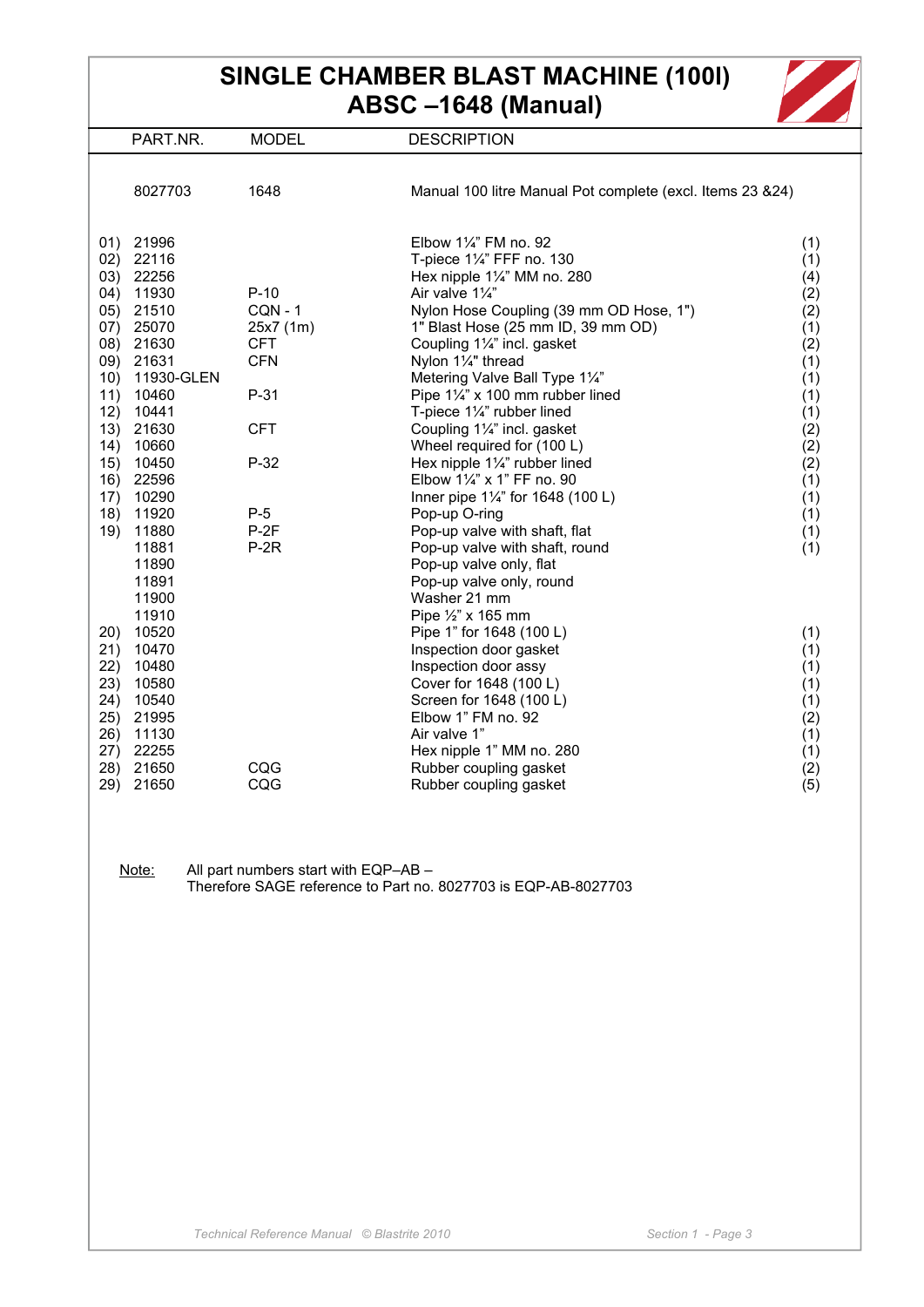# SINGLE CHAMBER BLAST MACHINE (100l)
## ABSC –1648 (Manual)

| | PART.NR. | MODEL | DESCRIPTION | |
|---|---|---|---|---|
| | 8027703 | 1648 | Manual 100 litre Manual Pot complete (excl. Items 23 &24) | |
| 01) | 21996 | | Elbow 1¼" FM no. 92 | (1) |
| 02) | 22116 | | T-piece 1¼" FFF no. 130 | (1) |
| 03) | 22256 | | Hex nipple 1¼" MM no. 280 | (4) |
| 04) | 11930 | P-10 | Air valve 1¼" | (2) |
| 05) | 21510 | CQN - 1 | Nylon Hose Coupling (39 mm OD Hose, 1") | (2) |
| 07) | 25070 | 25x7 (1m) | 1" Blast Hose (25 mm ID, 39 mm OD) | (1) |
| 08) | 21630 | CFT | Coupling 1¼" incl. gasket | (2) |
| 09) | 21631 | CFN | Nylon 1¼" thread | (1) |
| 10) | 11930-GLEN | | Metering Valve Ball Type 1¼" | (1) |
| 11) | 10460 | P-31 | Pipe 1¼" x 100 mm rubber lined | (1) |
| 12) | 10441 | | T-piece 1¼" rubber lined | (1) |
| 13) | 21630 | CFT | Coupling 1¼" incl. gasket | (2) |
| 14) | 10660 | | Wheel required for (100 L) | (2) |
| 15) | 10450 | P-32 | Hex nipple 1¼" rubber lined | (2) |
| 16) | 22596 | | Elbow 1¼" x 1" FF no. 90 | (1) |
| 17) | 10290 | | Inner pipe 1¼" for 1648 (100 L) | (1) |
| 18) | 11920 | P-5 | Pop-up O-ring | (1) |
| 19) | 11880 | P-2F | Pop-up valve with shaft, flat | (1) |
| | 11881 | P-2R | Pop-up valve with shaft, round | (1) |
| | 11890 | | Pop-up valve only, flat | |
| | 11891 | | Pop-up valve only, round | |
| | 11900 | | Washer 21 mm | |
| | 11910 | | Pipe ½" x 165 mm | |
| 20) | 10520 | | Pipe 1" for 1648 (100 L) | (1) |
| 21) | 10470 | | Inspection door gasket | (1) |
| 22) | 10480 | | Inspection door assy | (1) |
| 23) | 10580 | | Cover for 1648 (100 L) | (1) |
| 24) | 10540 | | Screen for 1648 (100 L) | (1) |
| 25) | 21995 | | Elbow 1" FM no. 92 | (2) |
| 26) | 11130 | | Air valve 1" | (1) |
| 27) | 22255 | | Hex nipple 1" MM no. 280 | (1) |
| 28) | 21650 | CQG | Rubber coupling gasket | (2) |
| 29) | 21650 | CQG | Rubber coupling gasket | (5) |

Note: All part numbers start with EQP–AB –
Therefore SAGE reference to Part no. 8027703 is EQP-AB-8027703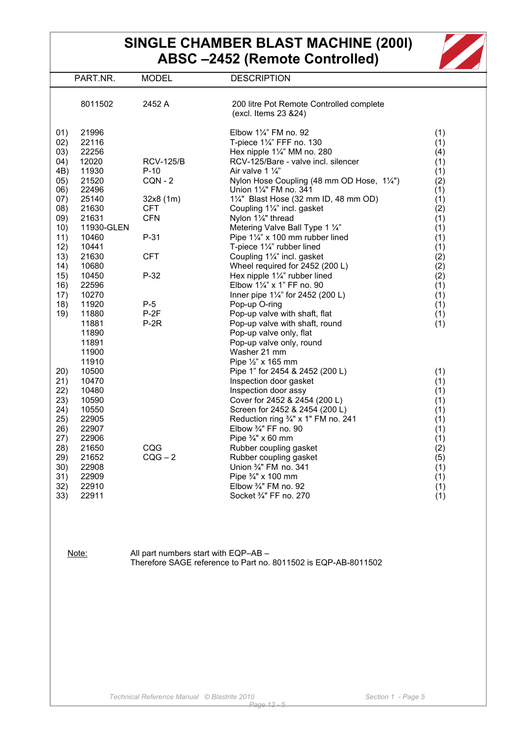# SINGLE CHAMBER BLAST MACHINE (200l)
# ABSC –2452 (Remote Controlled)

| | PART.NR. | MODEL | DESCRIPTION | |
|---|---|---|---|---|
| | 8011502 | 2452 A | 200 litre Pot Remote Controlled complete (excl. Items 23 &24) | |
| 01) | 21996 | | Elbow 1¼" FM no. 92 | (1) |
| 02) | 22116 | | T-piece 1¼" FFF no. 130 | (1) |
| 03) | 22256 | | Hex nipple 1¼" MM no. 280 | (4) |
| 04) | 12020 | RCV-125/B | RCV-125/Bare - valve incl. silencer | (1) |
| 4B) | 11930 | P-10 | Air valve 1 ¼" | (1) |
| 05) | 21520 | CQN - 2 | Nylon Hose Coupling (48 mm OD Hose, 1¼") | (2) |
| 06) | 22496 | | Union 1¼" FM no. 341 | (1) |
| 07) | 25140 | 32x8 (1m) | 1¼" Blast Hose (32 mm ID, 48 mm OD) | (1) |
| 08) | 21630 | CFT | Coupling 1¼" incl. gasket | (2) |
| 09) | 21631 | CFN | Nylon 1¼" thread | (1) |
| 10) | 11930-GLEN | | Metering Valve Ball Type 1 ¼" | (1) |
| 11) | 10460 | P-31 | Pipe 1¼" x 100 mm rubber lined | (1) |
| 12) | 10441 | | T-piece 1¼" rubber lined | (1) |
| 13) | 21630 | CFT | Coupling 1¼" incl. gasket | (2) |
| 14) | 10680 | | Wheel required for 2452 (200 L) | (2) |
| 15) | 10450 | P-32 | Hex nipple 1¼" rubber lined | (2) |
| 16) | 22596 | | Elbow 1¼" x 1" FF no. 90 | (1) |
| 17) | 10270 | | Inner pipe 1¼" for 2452 (200 L) | (1) |
| 18) | 11920 | P-5 | Pop-up O-ring | (1) |
| 19) | 11880 | P-2F | Pop-up valve with shaft, flat | (1) |
| | 11881 | P-2R | Pop-up valve with shaft, round | (1) |
| | 11890 | | Pop-up valve only, flat | |
| | 11891 | | Pop-up valve only, round | |
| | 11900 | | Washer 21 mm | |
| | 11910 | | Pipe ½" x 165 mm | |
| 20) | 10500 | | Pipe 1" for 2454 & 2452 (200 L) | (1) |
| 21) | 10470 | | Inspection door gasket | (1) |
| 22) | 10480 | | Inspection door assy | (1) |
| 23) | 10590 | | Cover for 2452 & 2454 (200 L) | (1) |
| 24) | 10550 | | Screen for 2452 & 2454 (200 L) | (1) |
| 25) | 22905 | | Reduction ring ¾" x 1" FM no. 241 | (1) |
| 26) | 22907 | | Elbow ¾" FF no. 90 | (1) |
| 27) | 22906 | | Pipe ¾" x 60 mm | (1) |
| 28) | 21650 | CQG | Rubber coupling gasket | (2) |
| 29) | 21652 | CQG – 2 | Rubber coupling gasket | (5) |
| 30) | 22908 | | Union ¾" FM no. 341 | (1) |
| 31) | 22909 | | Pipe ¾" x 100 mm | (1) |
| 32) | 22910 | | Elbow ¾" FM no. 92 | (1) |
| 33) | 22911 | | Socket ¾" FF no. 270 | (1) |

Note: All part numbers start with EQP–AB –
Therefore SAGE reference to Part no. 8011502 is EQP-AB-8011502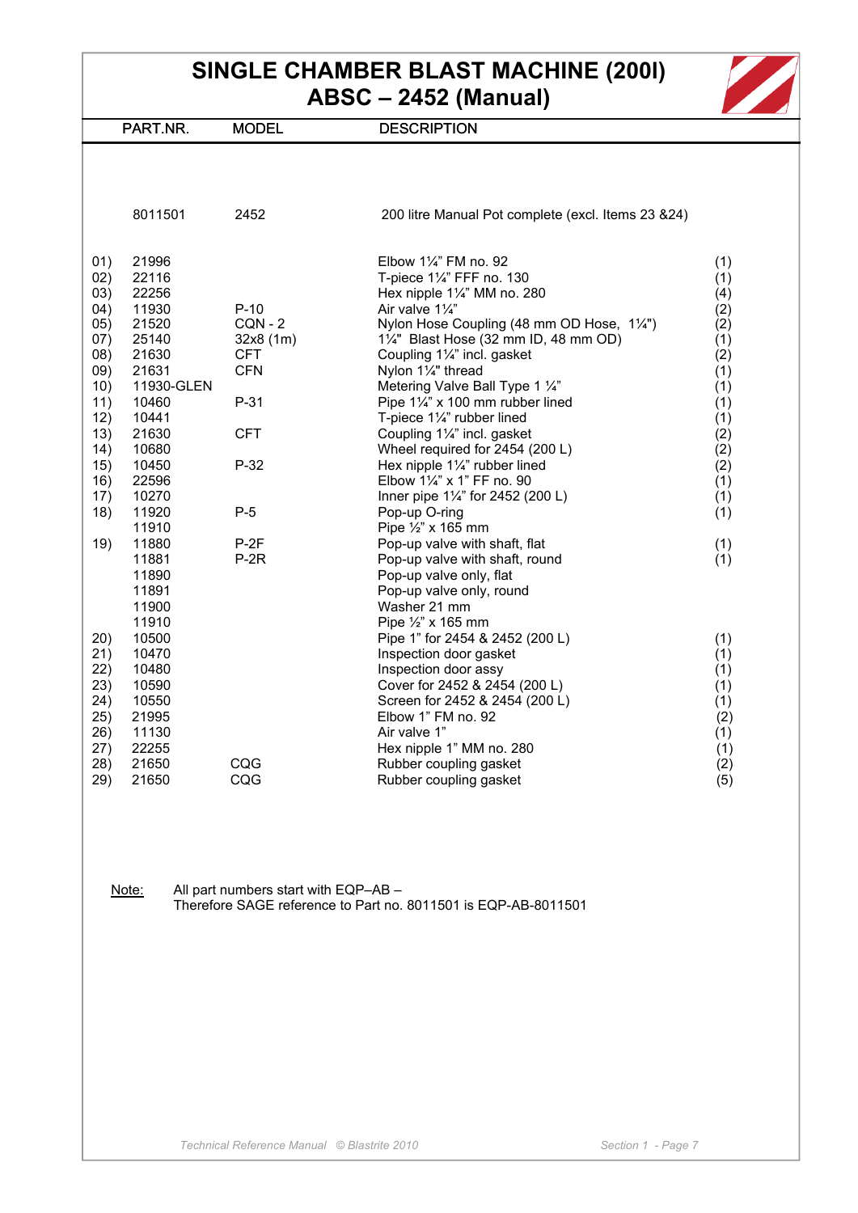# SINGLE CHAMBER BLAST MACHINE (200l)
## ABSC – 2452 (Manual)

| | PART.NR. | MODEL | DESCRIPTION | |
|---|---|---|---|---|
| | 8011501 | 2452 | 200 litre Manual Pot complete (excl. Items 23 &24) | |
| 01) | 21996 | | Elbow 1¼" FM no. 92 | (1) |
| 02) | 22116 | | T-piece 1¼" FFF no. 130 | (1) |
| 03) | 22256 | | Hex nipple 1¼" MM no. 280 | (4) |
| 04) | 11930 | P-10 | Air valve 1¼" | (2) |
| 05) | 21520 | CQN - 2 | Nylon Hose Coupling (48 mm OD Hose, 1¼") | (2) |
| 07) | 25140 | 32x8 (1m) | 1¼" Blast Hose (32 mm ID, 48 mm OD) | (1) |
| 08) | 21630 | CFT | Coupling 1¼" incl. gasket | (2) |
| 09) | 21631 | CFN | Nylon 1¼" thread | (1) |
| 10) | 11930-GLEN | | Metering Valve Ball Type 1 ¼" | (1) |
| 11) | 10460 | P-31 | Pipe 1¼" x 100 mm rubber lined | (1) |
| 12) | 10441 | | T-piece 1¼" rubber lined | (1) |
| 13) | 21630 | CFT | Coupling 1¼" incl. gasket | (2) |
| 14) | 10680 | | Wheel required for 2454 (200 L) | (2) |
| 15) | 10450 | P-32 | Hex nipple 1¼" rubber lined | (2) |
| 16) | 22596 | | Elbow 1¼" x 1" FF no. 90 | (1) |
| 17) | 10270 | | Inner pipe 1¼" for 2452 (200 L) | (1) |
| 18) | 11920 | P-5 | Pop-up O-ring | (1) |
| | 11910 | | Pipe ½" x 165 mm | |
| 19) | 11880 | P-2F | Pop-up valve with shaft, flat | (1) |
| | 11881 | P-2R | Pop-up valve with shaft, round | (1) |
| | 11890 | | Pop-up valve only, flat | |
| | 11891 | | Pop-up valve only, round | |
| | 11900 | | Washer 21 mm | |
| | 11910 | | Pipe ½" x 165 mm | |
| 20) | 10500 | | Pipe 1" for 2454 & 2452 (200 L) | (1) |
| 21) | 10470 | | Inspection door gasket | (1) |
| 22) | 10480 | | Inspection door assy | (1) |
| 23) | 10590 | | Cover for 2452 & 2454 (200 L) | (1) |
| 24) | 10550 | | Screen for 2452 & 2454 (200 L) | (1) |
| 25) | 21995 | | Elbow 1" FM no. 92 | (2) |
| 26) | 11130 | | Air valve 1" | (1) |
| 27) | 22255 | | Hex nipple 1" MM no. 280 | (1) |
| 28) | 21650 | CQG | Rubber coupling gasket | (2) |
| 29) | 21650 | CQG | Rubber coupling gasket | (5) |

Note: All part numbers start with EQP–AB –
Therefore SAGE reference to Part no. 8011501 is EQP-AB-8011501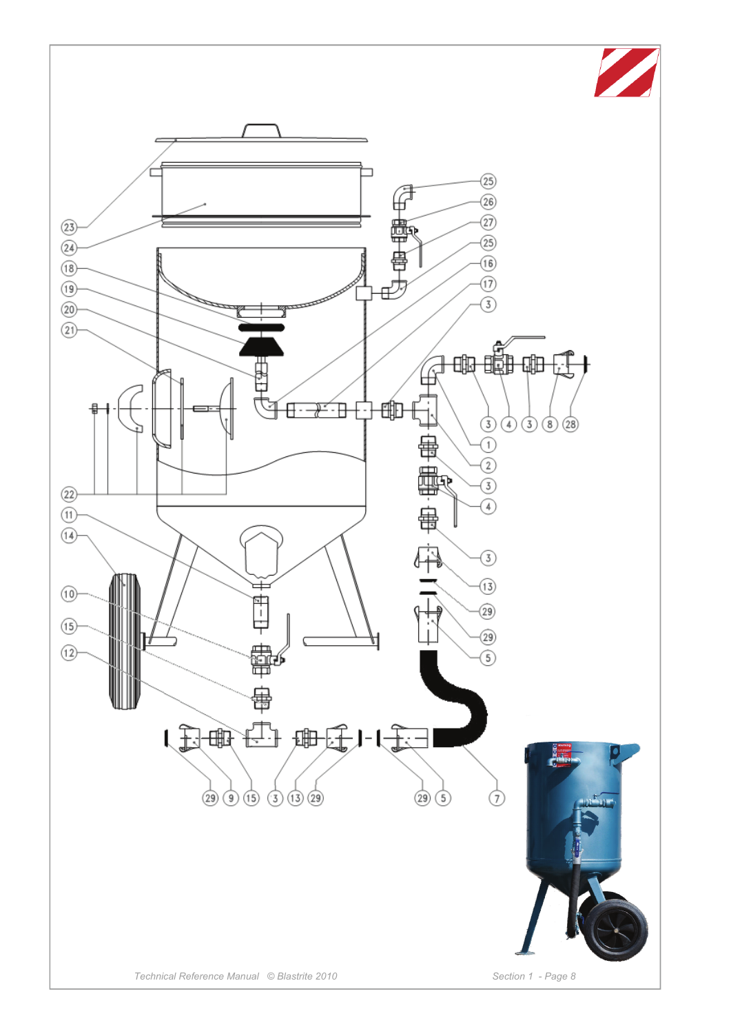23
24
18
19
20
21
22
11
14
10
15
12
25
26
27
25
16
17
3
3
4
3
8
28
1
2
3
4
3
13
29
29
5
29
9
15
3
13
29
29
5
7